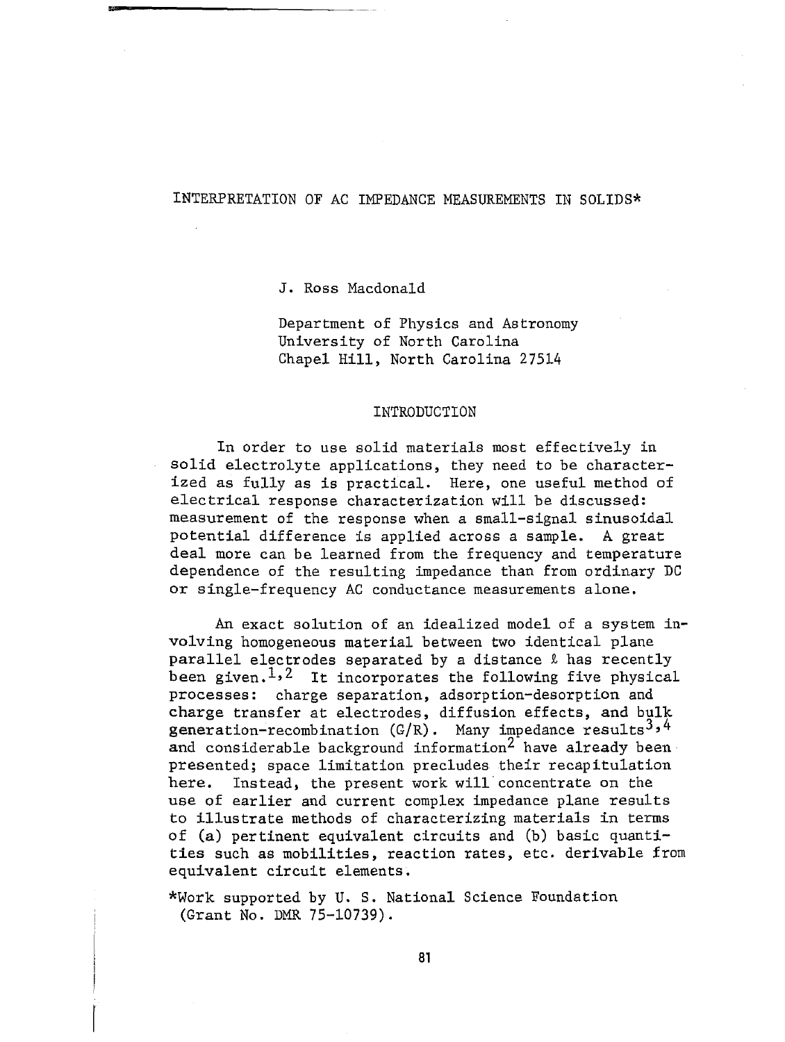# INTERPRETATION OF AC IMPEDANCE MEASUREMENTS IN SOLIDS*

J. Ross Macdonald

Department of Physics and Astronomy
University of North Carolina
Chapel Hill, North Carolina 27514

## INTRODUCTION

In order to use solid materials most effectively in solid electrolyte applications, they need to be characterized as fully as is practical. Here, one useful method of electrical response characterization will be discussed: measurement of the response when a small-signal sinusoidal potential difference is applied across a sample. A great deal more can be learned from the frequency and temperature dependence of the resulting impedance than from ordinary DC or single-frequency AC conductance measurements alone.

An exact solution of an idealized model of a system involving homogeneous material between two identical plane parallel electrodes separated by a distance $\ell$ has recently been given.[1,2] It incorporates the following five physical processes: charge separation, adsorption-desorption and charge transfer at electrodes, diffusion effects, and bulk generation-recombination (G/R). Many impedance results[3,4] and considerable background information[2] have already been presented; space limitation precludes their recapitulation here. Instead, the present work will concentrate on the use of earlier and current complex impedance plane results to illustrate methods of characterizing materials in terms of (a) pertinent equivalent circuits and (b) basic quantities such as mobilities, reaction rates, etc. derivable from equivalent circuit elements.

*Work supported by U. S. National Science Foundation (Grant No. DMR 75-10739).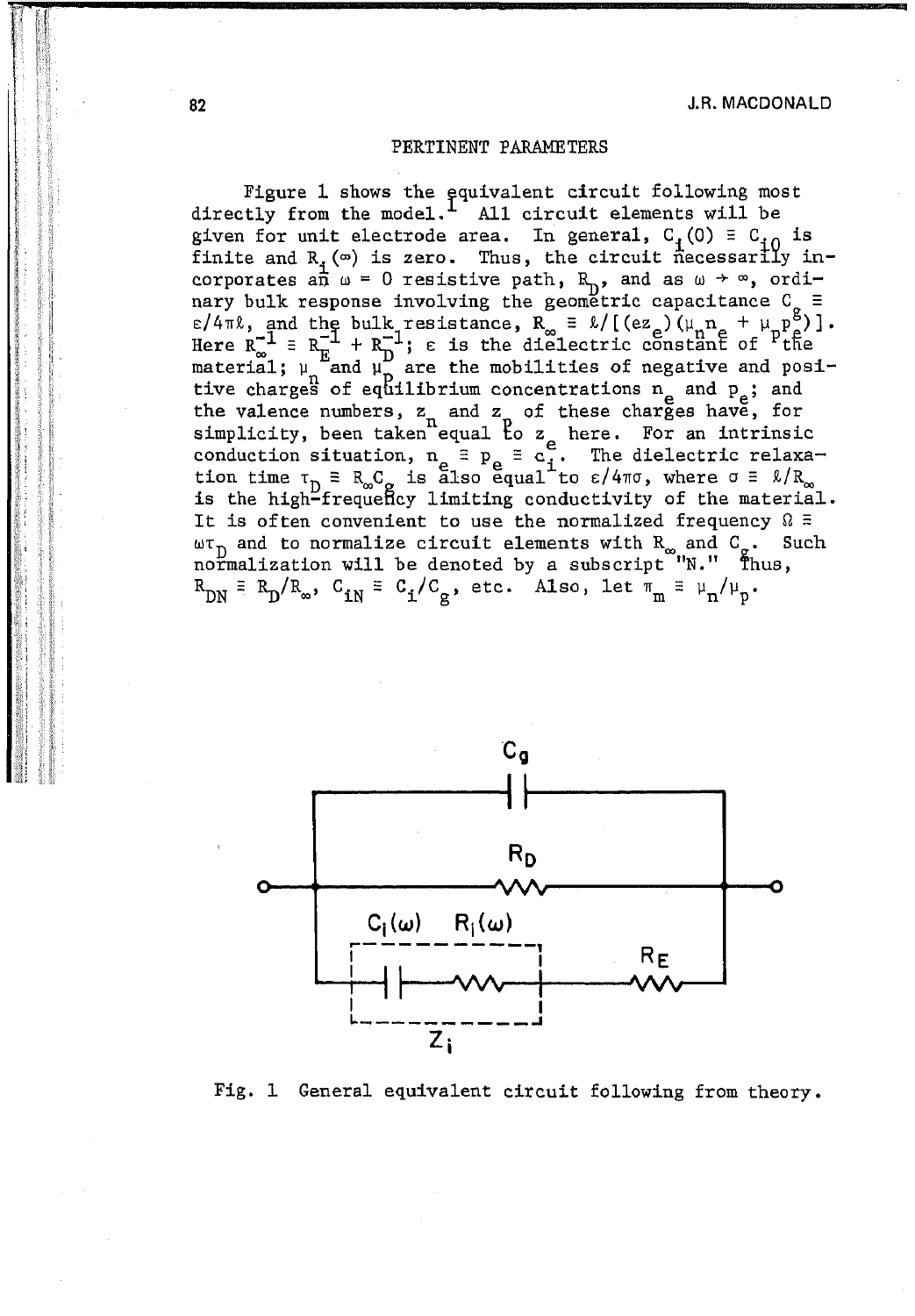## PERTINENT PARAMETERS

Figure 1 shows the equivalent circuit following most directly from the model.[1] All circuit elements will be given for unit electrode area. In general, $C_i(0) \equiv C_{i0}$ is finite and $R_i(\infty)$ is zero. Thus, the circuit necessarily incorporates an $\omega = 0$ resistive path, $R_D$, and as $\omega \to \infty$, ordinary bulk response involving the geometric capacitance $C_g \equiv \varepsilon/4\pi\ell$, and the bulk resistance, $R_\infty \equiv \ell/[(ez_e)(\mu_n n_e + \mu_p p_e)]$. Here $R_\infty^{-1} \equiv R_E^{-1} + R_D^{-1}$; $\varepsilon$ is the dielectric constant of the material; $\mu_n$ and $\mu_p$ are the mobilities of negative and positive charges of equilibrium concentrations $n_e$ and $p_e$; and the valence numbers, $z_n$ and $z_p$ of these charges have, for simplicity, been taken equal to $z_e$ here. For an intrinsic conduction situation, $n_e \equiv p_e \equiv c_i$. The dielectric relaxation time $\tau_D \equiv R_\infty C_g$ is also equal to $\varepsilon/4\pi\sigma$, where $\sigma \equiv \ell/R_\infty$ is the high-frequency limiting conductivity of the material. It is often convenient to use the normalized frequency $\Omega \equiv \omega\tau_D$ and to normalize circuit elements with $R_\infty$ and $C_g$. Such normalization will be denoted by a subscript "N." Thus, $R_{DN} \equiv R_D/R_\infty$, $C_{iN} \equiv C_i/C_g$, etc. Also, let $\pi_m \equiv \mu_n/\mu_p$.

Fig. 1 General equivalent circuit following from theory.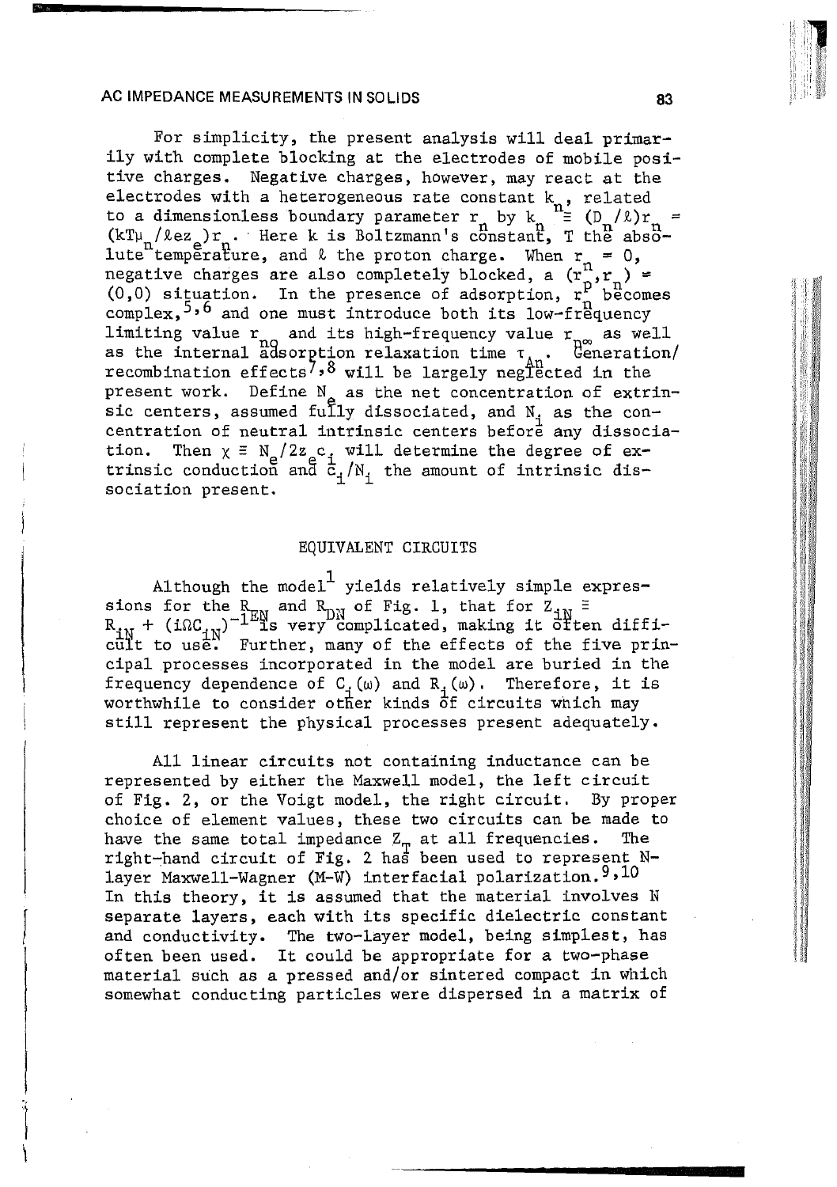For simplicity, the present analysis will deal primarily with complete blocking at the electrodes of mobile positive charges. Negative charges, however, may react at the electrodes with a heterogeneous rate constant $k_n$, related to a dimensionless boundary parameter $r_n$ by $k_n \equiv (D_n/\ell)r_n = (kT\mu_n/\ell e z_e)r_n$. Here k is Boltzmann's constant, T the absolute temperature, and $\ell$ the proton charge. When $r_n = 0$, negative charges are also completely blocked, a $(r_p, r_n) = (0,0)$ situation. In the presence of adsorption, $r_n$ becomes complex,[5,6] and one must introduce both its low-frequency limiting value $r_{n0}$ and its high-frequency value $r_{n\infty}$ as well as the internal adsorption relaxation time $\tau_{An}$. Generation/recombination effects[7,8] will be largely neglected in the present work. Define $N_e$ as the net concentration of extrinsic centers, assumed fully dissociated, and $N_i$ as the concentration of neutral intrinsic centers before any dissociation. Then $\chi \equiv N_e/2z_e c_i$ will determine the degree of extrinsic conduction and $c_i/N_i$ the amount of intrinsic dissociation present.

## EQUIVALENT CIRCUITS

Although the model[1] yields relatively simple expressions for the $R_{EN}$ and $R_{DN}$ of Fig. 1, that for $Z_{iN} \equiv R_{iN} + (i\Omega C_{iN})^{-1}$ is very complicated, making it often difficult to use. Further, many of the effects of the five principal processes incorporated in the model are buried in the frequency dependence of $C_i(\omega)$ and $R_i(\omega)$. Therefore, it is worthwhile to consider other kinds of circuits which may still represent the physical processes present adequately.

All linear circuits not containing inductance can be represented by either the Maxwell model, the left circuit of Fig. 2, or the Voigt model, the right circuit. By proper choice of element values, these two circuits can be made to have the same total impedance $Z_T$ at all frequencies. The right-hand circuit of Fig. 2 has been used to represent N-layer Maxwell-Wagner (M-W) interfacial polarization.[9,10] In this theory, it is assumed that the material involves N separate layers, each with its specific dielectric constant and conductivity. The two-layer model, being simplest, has often been used. It could be appropriate for a two-phase material such as a pressed and/or sintered compact in which somewhat conducting particles were dispersed in a matrix of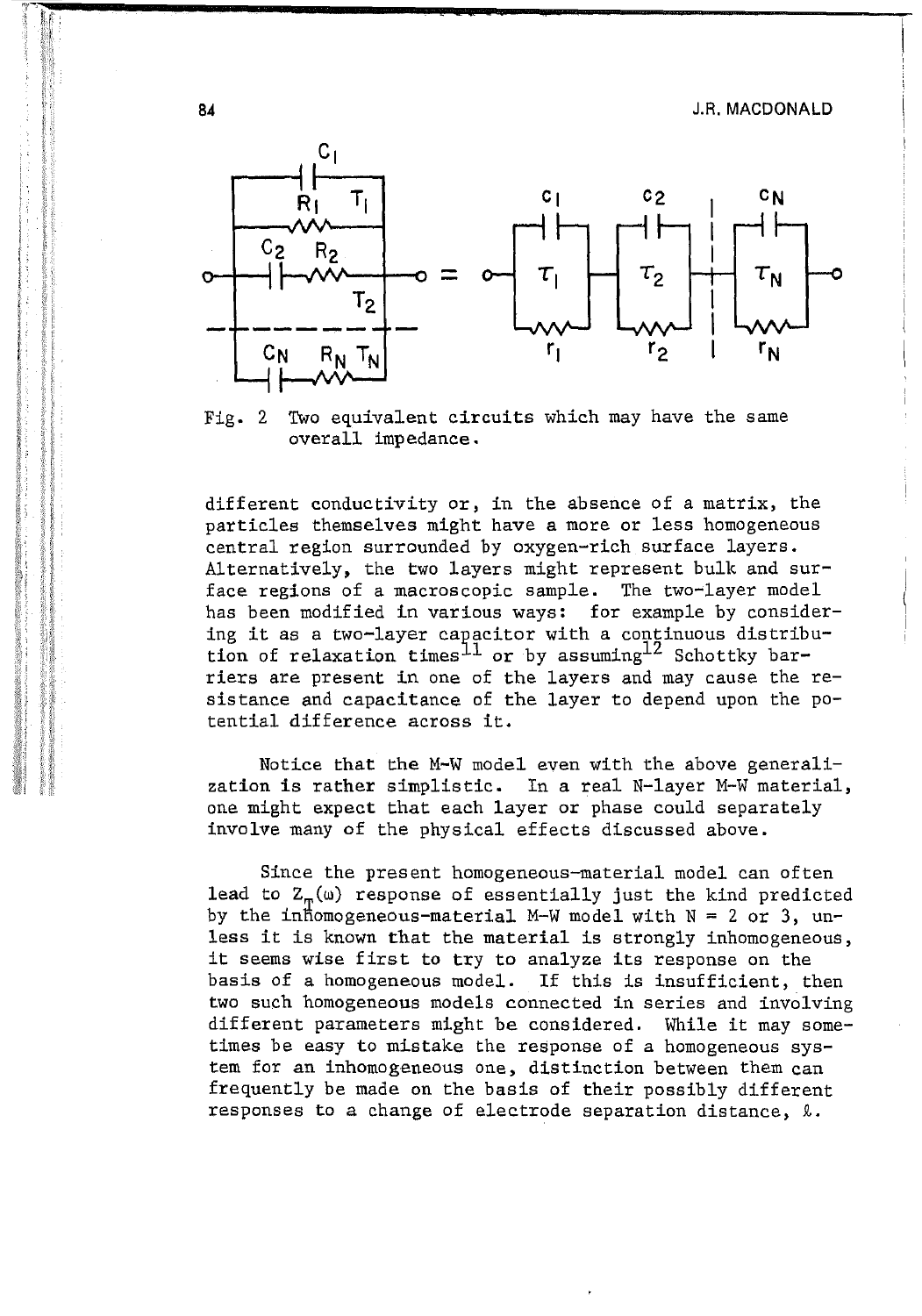Fig. 2 Two equivalent circuits which may have the same overall impedance.

different conductivity or, in the absence of a matrix, the particles themselves might have a more or less homogeneous central region surrounded by oxygen-rich surface layers. Alternatively, the two layers might represent bulk and surface regions of a macroscopic sample. The two-layer model has been modified in various ways: for example by considering it as a two-layer capacitor with a continuous distribution of relaxation times[11] or by assuming[12] Schottky barriers are present in one of the layers and may cause the resistance and capacitance of the layer to depend upon the potential difference across it.

Notice that the M-W model even with the above generalization is rather simplistic. In a real N-layer M-W material, one might expect that each layer or phase could separately involve many of the physical effects discussed above.

Since the present homogeneous-material model can often lead to $Z_T(\omega)$ response of essentially just the kind predicted by the inhomogeneous-material M-W model with $N = 2$ or 3, unless it is known that the material is strongly inhomogeneous, it seems wise first to try to analyze its response on the basis of a homogeneous model. If this is insufficient, then two such homogeneous models connected in series and involving different parameters might be considered. While it may sometimes be easy to mistake the response of a homogeneous system for an inhomogeneous one, distinction between them can frequently be made on the basis of their possibly different responses to a change of electrode separation distance, $\ell$.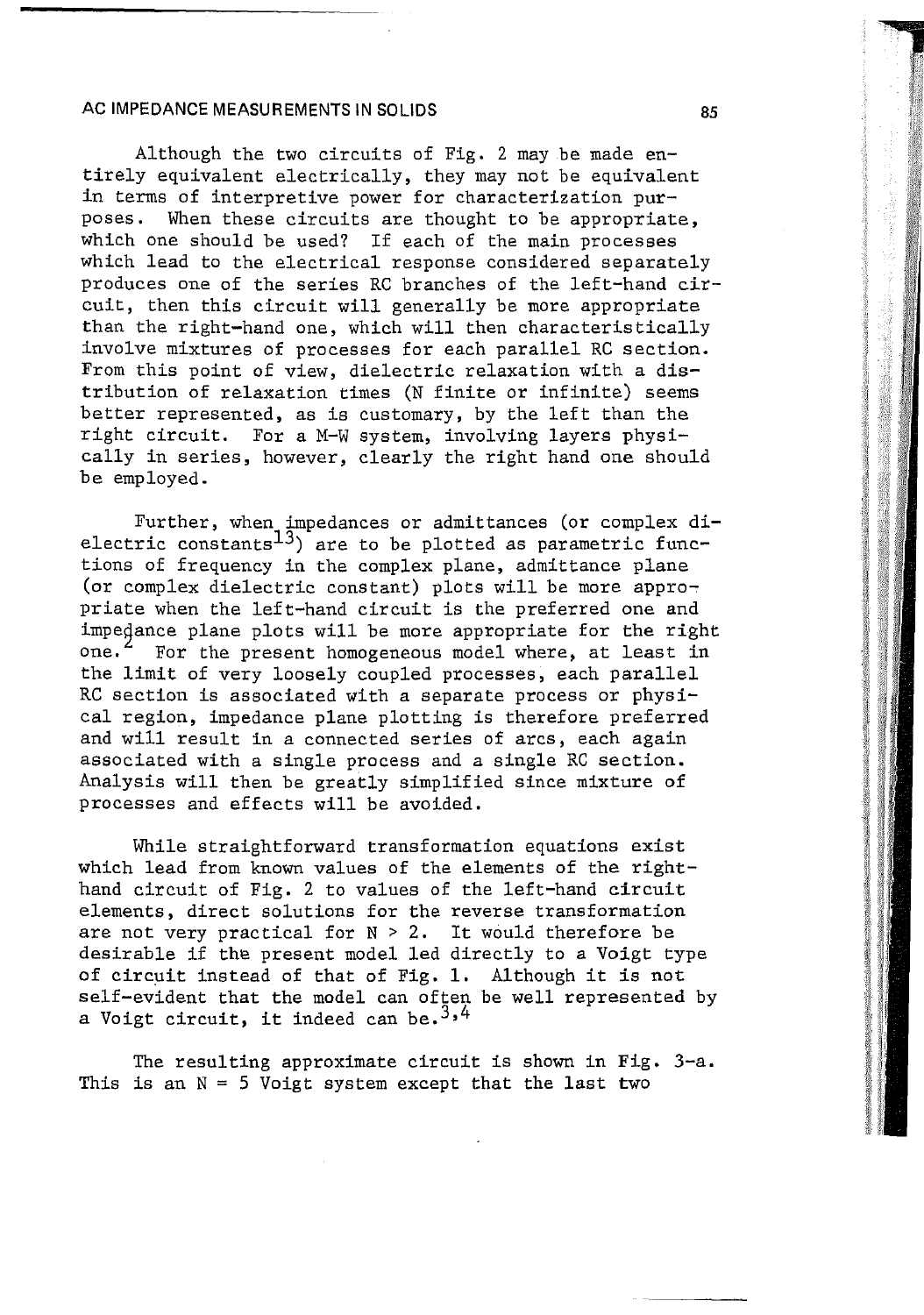Although the two circuits of Fig. 2 may be made entirely equivalent electrically, they may not be equivalent in terms of interpretive power for characterization purposes. When these circuits are thought to be appropriate, which one should be used? If each of the main processes which lead to the electrical response considered separately produces one of the series RC branches of the left-hand circuit, then this circuit will generally be more appropriate than the right-hand one, which will then characteristically involve mixtures of processes for each parallel RC section. From this point of view, dielectric relaxation with a distribution of relaxation times (N finite or infinite) seems better represented, as is customary, by the left than the right circuit. For a M-W system, involving layers physically in series, however, clearly the right hand one should be employed.

Further, when impedances or admittances (or complex dielectric constants[13]) are to be plotted as parametric functions of frequency in the complex plane, admittance plane (or complex dielectric constant) plots will be more appropriate when the left-hand circuit is the preferred one and impedance plane plots will be more appropriate for the right one.[2] For the present homogeneous model where, at least in the limit of very loosely coupled processes, each parallel RC section is associated with a separate process or physical region, impedance plane plotting is therefore preferred and will result in a connected series of arcs, each again associated with a single process and a single RC section. Analysis will then be greatly simplified since mixture of processes and effects will be avoided.

While straightforward transformation equations exist which lead from known values of the elements of the right-hand circuit of Fig. 2 to values of the left-hand circuit elements, direct solutions for the reverse transformation are not very practical for $N > 2$. It would therefore be desirable if the present model led directly to a Voigt type of circuit instead of that of Fig. 1. Although it is not self-evident that the model can often be well represented by a Voigt circuit, it indeed can be.[3,4]

The resulting approximate circuit is shown in Fig. 3-a. This is an $N = 5$ Voigt system except that the last two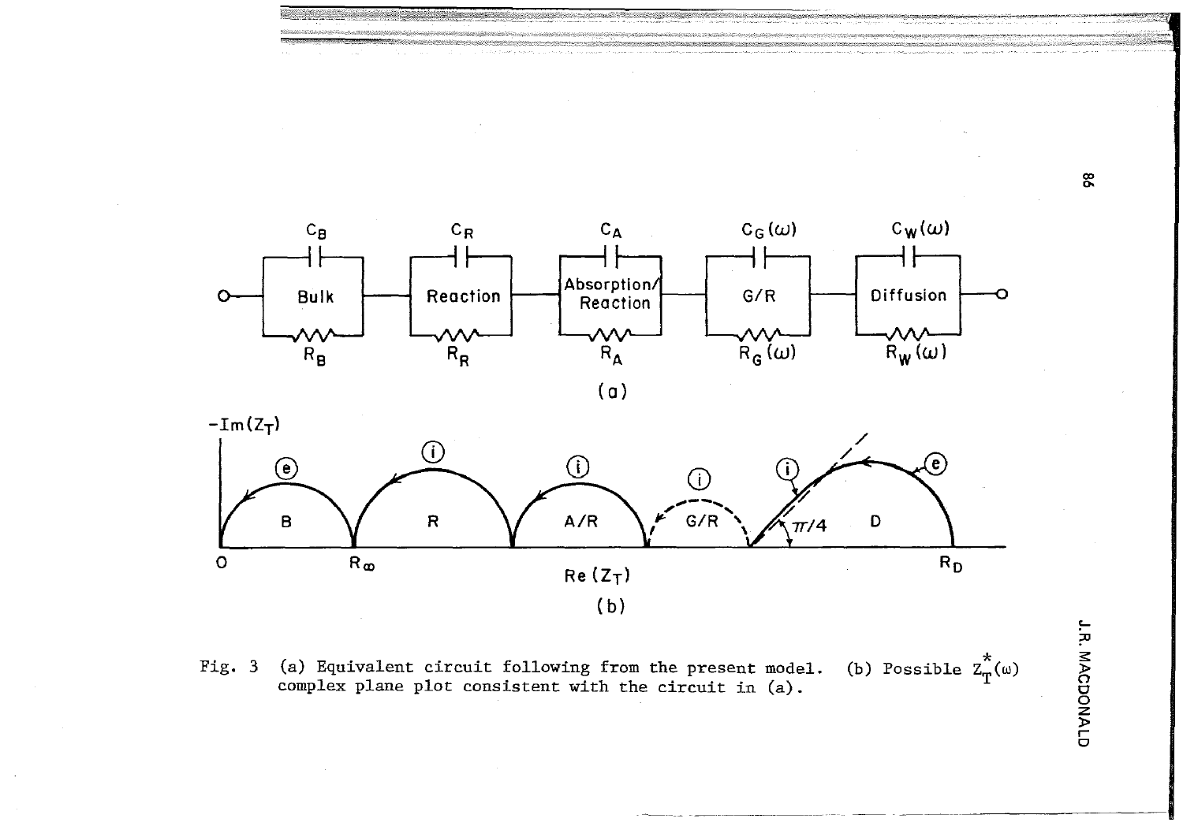Fig. 3 (a) Equivalent circuit following from the present model. (b) Possible $Z_T^*(\omega)$ complex plane plot consistent with the circuit in (a).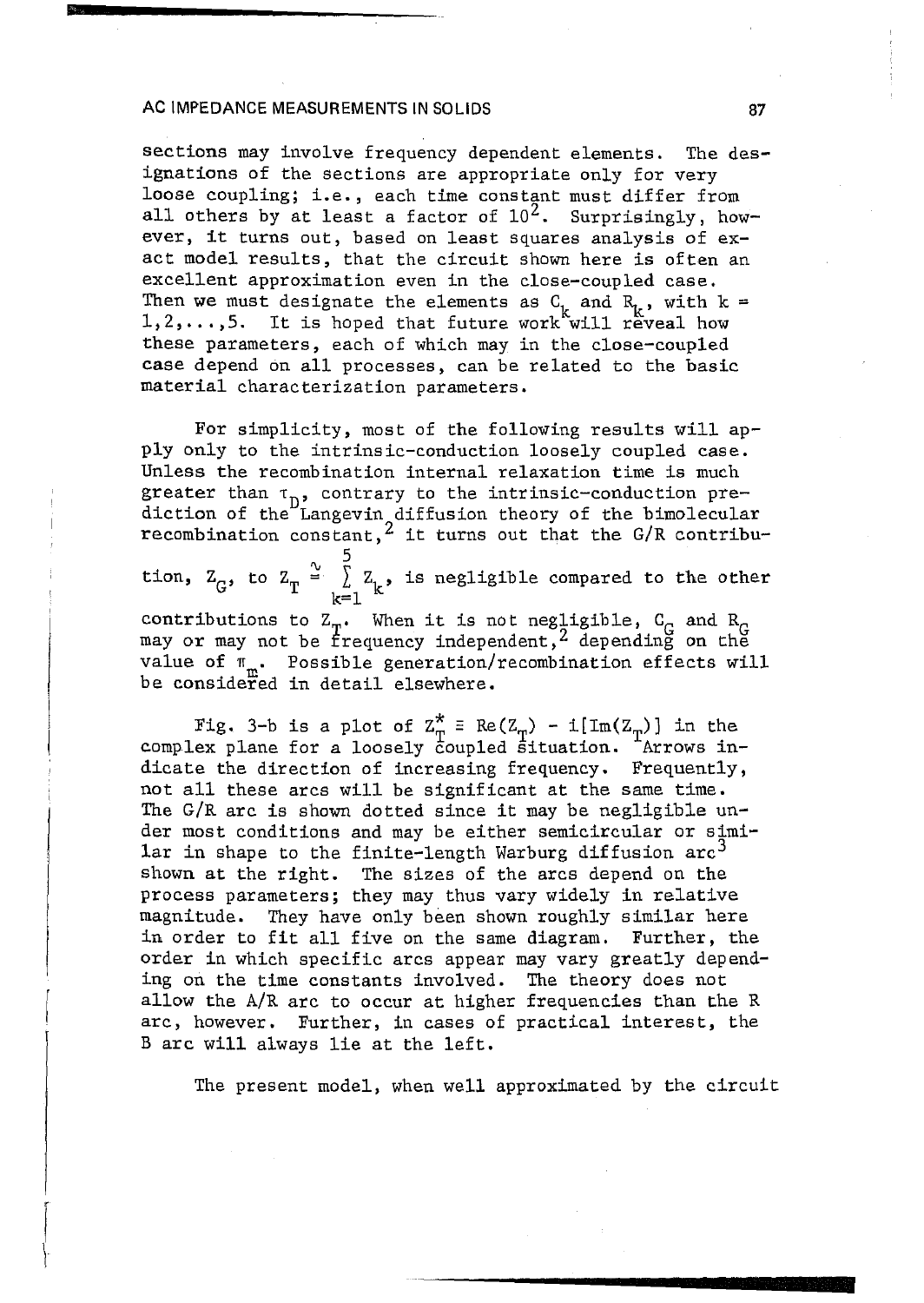sections may involve frequency dependent elements. The designations of the sections are appropriate only for very loose coupling; i.e., each time constant must differ from all others by at least a factor of $10^2$. Surprisingly, however, it turns out, based on least squares analysis of exact model results, that the circuit shown here is often an excellent approximation even in the close-coupled case. Then we must designate the elements as $C_k$ and $R_k$, with $k = 1,2,\ldots,5$. It is hoped that future work will reveal how these parameters, each of which may in the close-coupled case depend on all processes, can be related to the basic material characterization parameters.

For simplicity, most of the following results will apply only to the intrinsic-conduction loosely coupled case. Unless the recombination internal relaxation time is much greater than $\tau_D$, contrary to the intrinsic-conduction prediction of the Langevin diffusion theory of the bimolecular recombination constant,[2] it turns out that the G/R contribution, $Z_G$, to $Z_T \cong \sum_{k=1}^{5} Z_k$, is negligible compared to the other contributions to $Z_T$. When it is not negligible, $C_G$ and $R_G$ may or may not be frequency independent,[2] depending on the value of $\pi_m$. Possible generation/recombination effects will be considered in detail elsewhere.

Fig. 3-b is a plot of $Z_T^* \equiv \mathrm{Re}(Z_T) - i[\mathrm{Im}(Z_T)]$ in the complex plane for a loosely coupled situation. Arrows indicate the direction of increasing frequency. Frequently, not all these arcs will be significant at the same time. The G/R arc is shown dotted since it may be negligible under most conditions and may be either semicircular or similar in shape to the finite-length Warburg diffusion arc[3] shown at the right. The sizes of the arcs depend on the process parameters; they may thus vary widely in relative magnitude. They have only been shown roughly similar here in order to fit all five on the same diagram. Further, the order in which specific arcs appear may vary greatly depending on the time constants involved. The theory does not allow the A/R arc to occur at higher frequencies than the R arc, however. Further, in cases of practical interest, the B arc will always lie at the left.

The present model, when well approximated by the circuit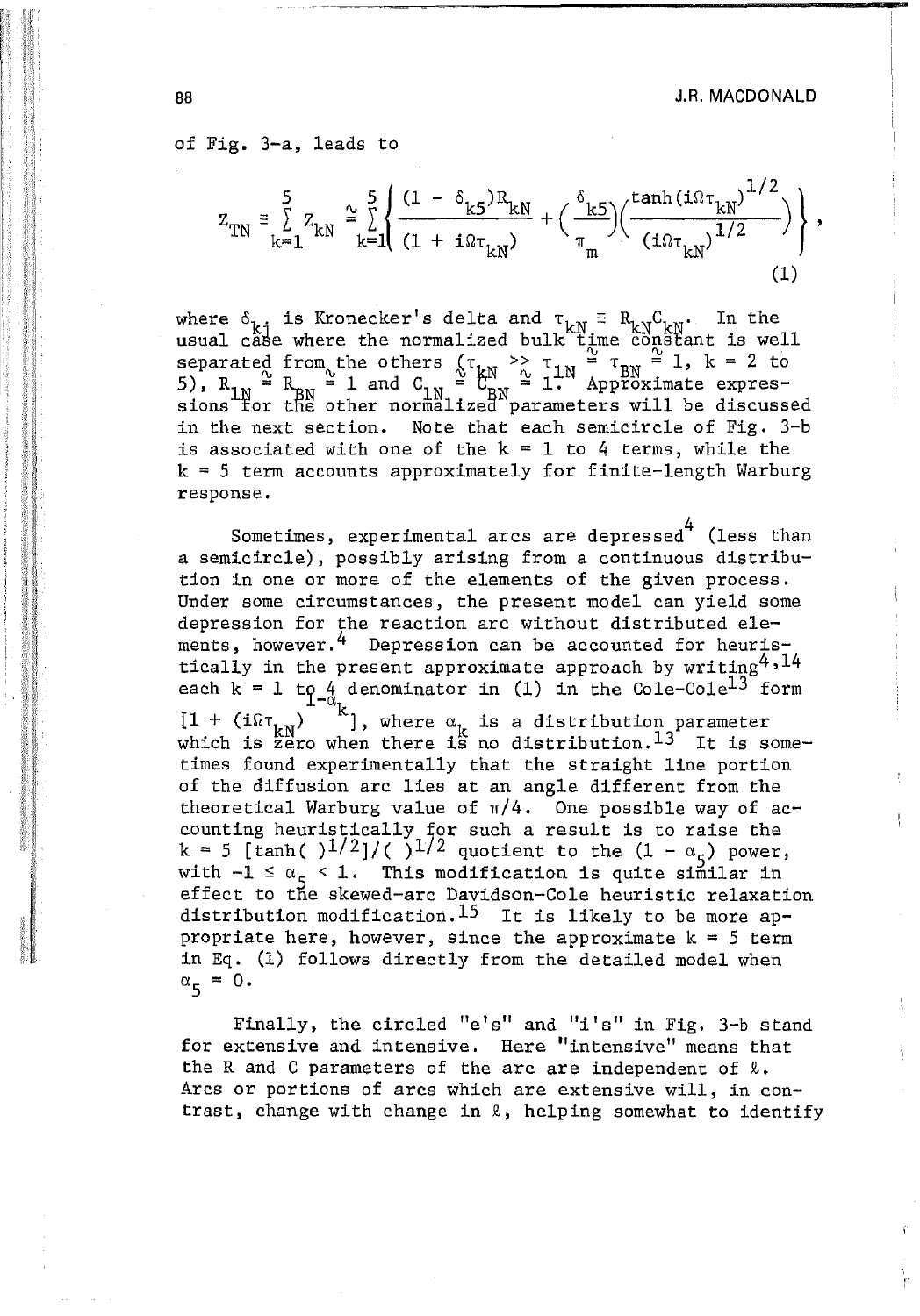of Fig. 3-a, leads to

$$Z_{TN} \equiv \sum_{k=1}^{5} Z_{kN} \cong \sum_{k=1}^{5} \left\{ \frac{(1 - \delta_{k5})R_{kN}}{(1 + i\Omega\tau_{kN})} + \left(\frac{\delta_{k5}}{\pi_m}\right)\left(\frac{\tanh(i\Omega\tau_{kN})^{1/2}}{(i\Omega\tau_{kN})^{1/2}}\right) \right\}, \tag{1}$$

where $\delta_{kj}$ is Kronecker's delta and $\tau_{kN} \equiv R_{kN}C_{kN}$. In the usual case where the normalized bulk time constant is well separated from the others ($\tau_{kN} >> \tau_{1N} \cong \tau_{BN} \cong 1$, $k = 2$ to $5$), $R_{1N} \cong R_{BN} \cong 1$ and $C_{1N} \cong C_{BN} \cong 1$. Approximate expressions for the other normalized parameters will be discussed in the next section. Note that each semicircle of Fig. 3-b is associated with one of the $k = 1$ to $4$ terms, while the $k = 5$ term accounts approximately for finite-length Warburg response.

Sometimes, experimental arcs are depressed[4] (less than a semicircle), possibly arising from a continuous distribution in one or more of the elements of the given process. Under some circumstances, the present model can yield some depression for the reaction arc without distributed elements, however.[4] Depression can be accounted for heuristically in the present approximate approach by writing[4,14] each $k = 1$ to $4$ denominator in (1) in the Cole-Cole[13] form $[1 + (i\Omega\tau_{kN})^{1-\alpha_k}]$, where $\alpha_k$ is a distribution parameter which is zero when there is no distribution.[13] It is sometimes found experimentally that the straight line portion of the diffusion arc lies at an angle different from the theoretical Warburg value of $\pi/4$. One possible way of accounting heuristically for such a result is to raise the $k = 5$ $[\tanh(\ )^{1/2}]/(\ )^{1/2}$ quotient to the $(1 - \alpha_5)$ power, with $-1 \leq \alpha_5 < 1$. This modification is quite similar in effect to the skewed-arc Davidson-Cole heuristic relaxation distribution modification.[15] It is likely to be more appropriate here, however, since the approximate $k = 5$ term in Eq. (1) follows directly from the detailed model when $\alpha_5 = 0$.

Finally, the circled "e's" and "i's" in Fig. 3-b stand for extensive and intensive. Here "intensive" means that the R and C parameters of the arc are independent of $\ell$. Arcs or portions of arcs which are extensive will, in contrast, change with change in $\ell$, helping somewhat to identify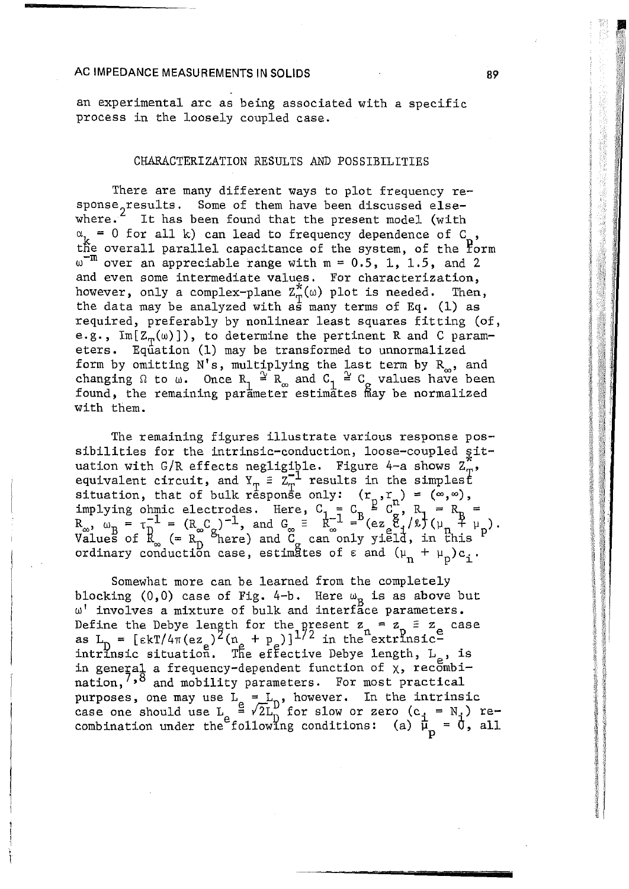an experimental arc as being associated with a specific process in the loosely coupled case.

## CHARACTERIZATION RESULTS AND POSSIBILITIES

There are many different ways to plot frequency response results. Some of them have been discussed elsewhere.[2] It has been found that the present model (with $\alpha_k = 0$ for all k) can lead to frequency dependence of $C_p$, the overall parallel capacitance of the system, of the form $\omega^{-m}$ over an appreciable range with m = 0.5, 1, 1.5, and 2 and even some intermediate values. For characterization, however, only a complex-plane $Z_T^*(\omega)$ plot is needed. Then, the data may be analyzed with as many terms of Eq. (1) as required, preferably by nonlinear least squares fitting (of, e.g., $\text{Im}[Z_T(\omega)]$), to determine the pertinent R and C parameters. Equation (1) may be transformed to unnormalized form by omitting N's, multiplying the last term by $R_\infty$, and changing $\Omega$ to $\omega$. Once $R_1 \cong R_\infty$ and $C_1 \cong C_g$ values have been found, the remaining parameter estimates may be normalized with them.

The remaining figures illustrate various response possibilities for the intrinsic-conduction, loose-coupled situation with G/R effects negligible. Figure 4-a shows $Z_T^*$, equivalent circuit, and $Y_T \equiv Z_T^{-1}$ results in the simplest situation, that of bulk response only: $(r_p, r_n) = (\infty, \infty)$, implying ohmic electrodes. Here, $C_1 = C_B \cong C_g$, $R_1 = R_B = R_\infty$, $\omega_B = \tau_D^{-1} = (R_\infty C_g)^{-1}$, and $G_\infty \equiv R_\infty^{-1} = (ez_e c_i/\ell)(\mu_n + \mu_p)$. Values of $R_\infty$ (= $R_D$ here) and $C_g$ can only yield, in this ordinary conduction case, estimates of $\varepsilon$ and $(\mu_n + \mu_p)c_i$.

Somewhat more can be learned from the completely blocking (0,0) case of Fig. 4-b. Here $\omega_B$ is as above but $\omega'$ involves a mixture of bulk and interface parameters. Define the Debye length for the present $z_n = z_p \equiv z_e$ case as $L_D = [\varepsilon kT/4\pi(ez_e)^2(n_e + p_e)]^{1/2}$ in the extrinsic-intrinsic situation. The effective Debye length, $L_e$, is in general a frequency-dependent function of $\chi$, recombination,[7,8] and mobility parameters. For most practical purposes, one may use $L_e = L_D$, however. In the intrinsic case one should use $L_e \cong \sqrt{2}L_D$ for slow or zero ($c_i = N_i$) recombination under the following conditions: (a) $\mu_p = 0$, all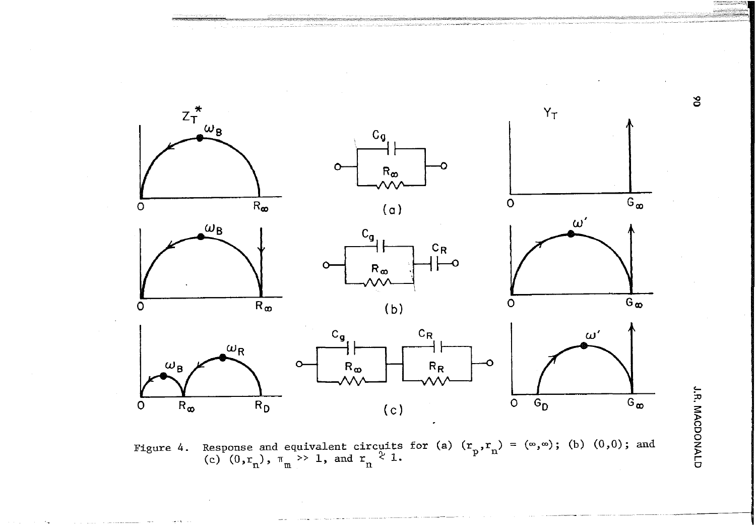Figure 4. Response and equivalent circuits for (a) $(r_p, r_n) = (\infty, \infty)$; (b) $(0,0)$; and (c) $(0, r_n)$, $\pi_m \gg 1$, and $r_n \gtrsim 1$.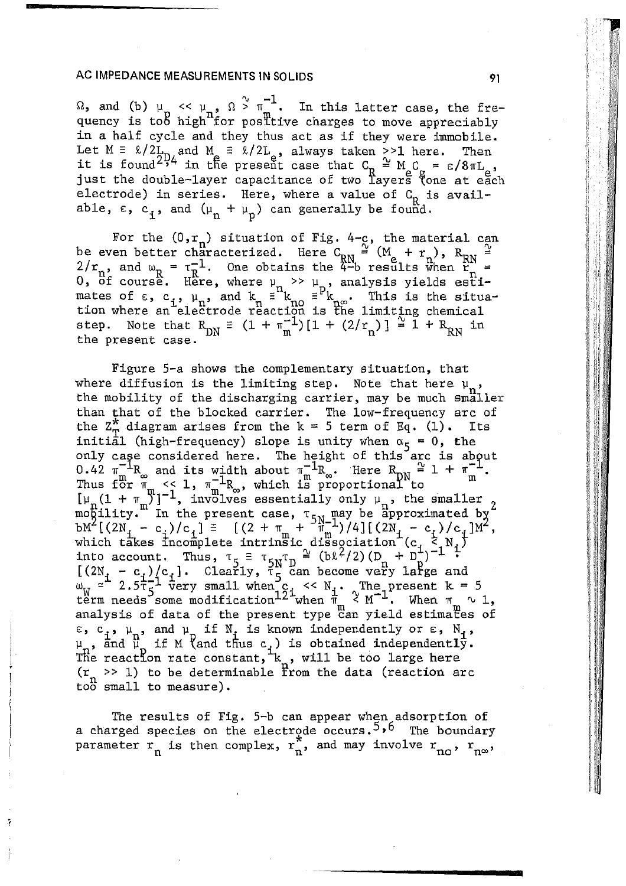$\Omega$, and (b) $\mu_p << \mu_n$, $\Omega \gtrsim \pi_m^{-1}$. In this latter case, the frequency is too high for positive charges to move appreciably in a half cycle and they thus act as if they were immobile. Let $M \equiv \ell/2L_D$ and $M_e \equiv \ell/2L_e$, always taken >>1 here. Then it is found[2,4] in the present case that $C_R \cong M_e C_g = \varepsilon/8\pi L_e$, just the double-layer capacitance of two layers (one at each electrode) in series. Here, where a value of $C_R$ is available, $\varepsilon$, $c_i$, and $(\mu_n + \mu_p)$ can generally be found.

For the $(0,r_n)$ situation of Fig. 4-c, the material can be even better characterized. Here $C_{RN} \cong (M_e + r_n)$, $R_{RN} \cong 2/r_n$, and $\omega_R = \tau_R^{-1}$. One obtains the 4-b results when $r_n = 0$, of course. Here, where $\mu_n >> \mu_p$, analysis yields estimates of $\varepsilon$, $c_i$, $\mu_n$, and $k_n \equiv k_{no} \equiv {}^{p}k_{n\infty}$. This is the situation where an electrode reaction is the limiting chemical step. Note that $R_{DN} \equiv (1 + \pi_m^{-1})[1 + (2/r_n)] \cong 1 + R_{RN}$ in the present case.

Figure 5-a shows the complementary situation, that where diffusion is the limiting step. Note that here $\mu_n$, the mobility of the discharging carrier, may be much smaller than that of the blocked carrier. The low-frequency arc of the $Z_T^*$ diagram arises from the k = 5 term of Eq. (1). Its initial (high-frequency) slope is unity when $\alpha_5 = 0$, the only case considered here. The height of this arc is about $0.42\ \pi_m^{-1}R_\infty$ and its width about $\pi_m^{-1}R_\infty$. Here $R_{DN} \cong 1 + \pi_m^{-1}$. Thus for $\pi_m << 1$, $\pi_m^{-1}R_\infty$, which is proportional to $[\mu_n(1 + \pi_m)]^{-1}$, involves essentially only $\mu_n$, the smaller mobility. In the present case, $\tau_{5N}$ may be approximated by $bM^2[(2N_i - c_i)/c_i] \equiv [(2 + \pi_m + \pi_m^{-1})/4][(2N_i - c_i)/c_i]M^2$, which takes incomplete intrinsic dissociation $(c_i \lesssim N_i)$ into account. Thus, $\tau_5 \equiv \tau_{5N}\tau_D \cong (b\ell^2/2)(D_n^{-1} + D_p^{-1})^{-1} \cdot [(2N_i - c_i)/c_i]$. Clearly, $\tau_5$ can become very large and $\omega_W \cong 2.5\tau_5^{-1}$ very small when $c_i << N_i$. The present k = 5 term needs some modification[12] when $\pi_m \lesssim M^{-1}$. When $\pi_m \sim 1$, analysis of data of the present type can yield estimates of $\varepsilon$, $c_i$, $\mu_n$, and $\mu_p$ if $N_i$ is known independently or $\varepsilon$, $N_i$, $\mu_n$, and $\mu_p$ if M (and thus $c_i$) is obtained independently. The reaction rate constant, $k_n$, will be too large here $(r_n >> 1)$ to be determinable from the data (reaction arc too small to measure).

The results of Fig. 5-b can appear when adsorption of a charged species on the electrode occurs.[5,6] The boundary parameter $r_n$ is then complex, $r_n^*$, and may involve $r_{no}$, $r_{n\infty}$,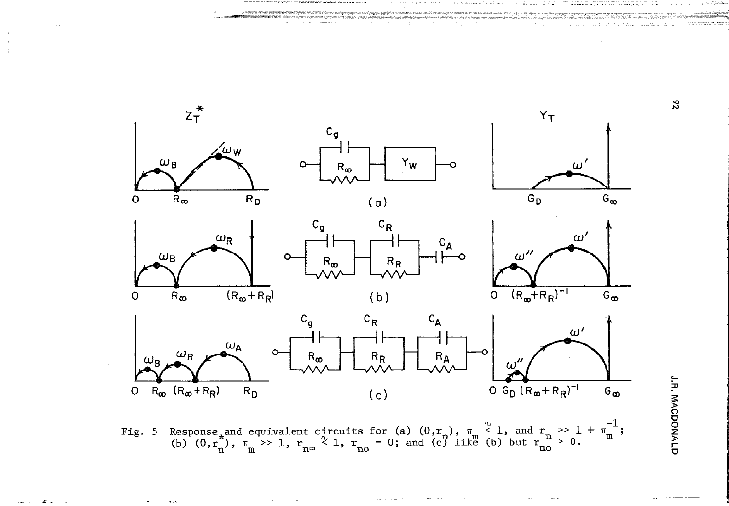Fig. 5 Response and equivalent circuits for (a) $(0,r_n)$, $\pi_m \lesssim 1$, and $r_n >> 1 + \pi_m^{-1}$; (b) $(0,r_n^*)$, $\pi_m >> 1$, $r_{n\infty} \gtrsim 1$, $r_{no} = 0$; and (c) like (b) but $r_{no} > 0$.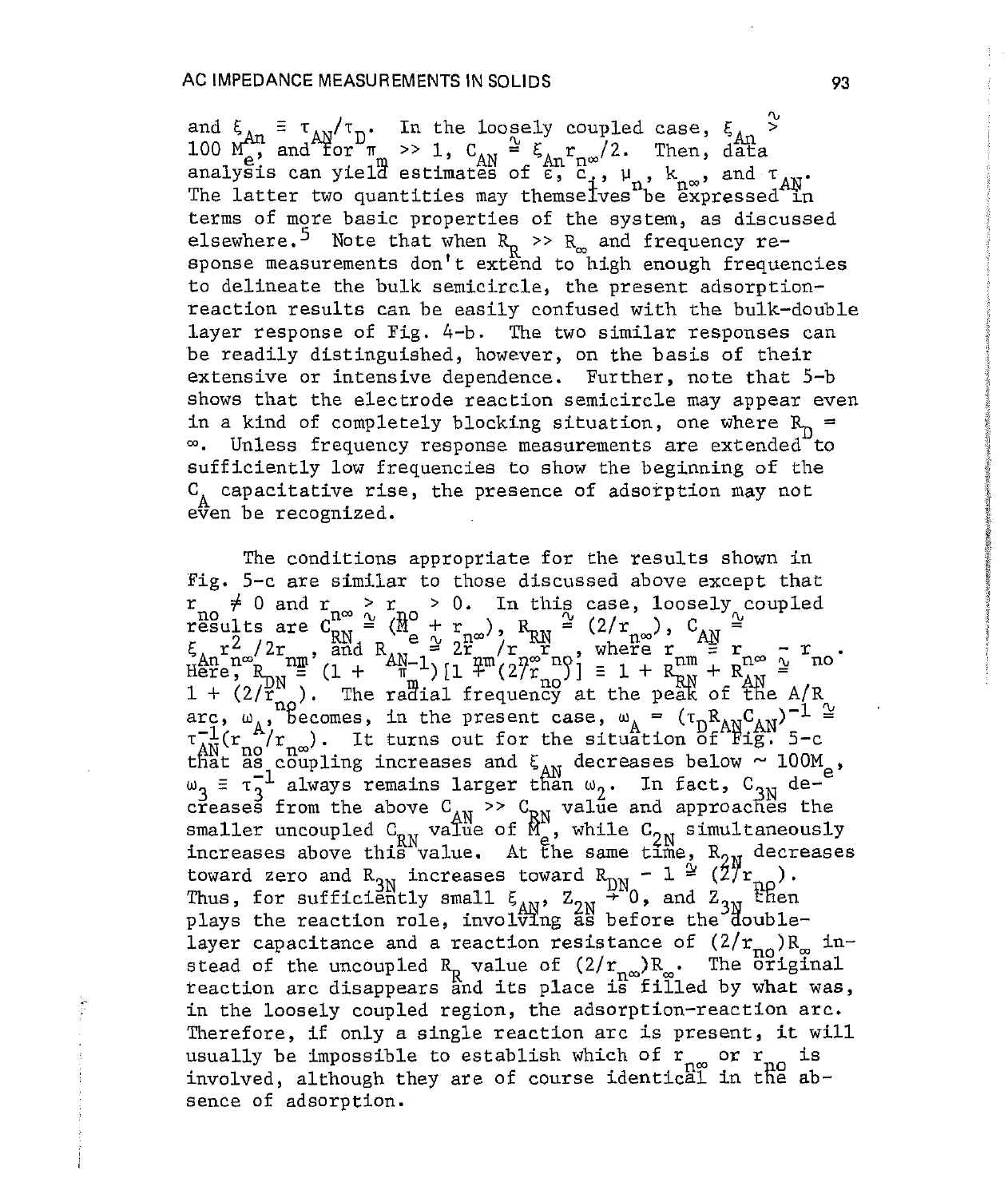and $\xi_{An} \equiv \tau_{AN}/\tau_D$. In the loosely coupled case, $\xi_{An} \gtrsim 100\, M_e^{An}$, and for $\pi_m >> 1$, $C_{AN} \cong \xi_{An} r_{n\infty}/2$. Then, data analysis can yield estimates of $\varepsilon$, $c_i$, $\mu_n$, $k_{n\infty}$, and $\tau_{AN}$. The latter two quantities may themselves be expressed in terms of more basic properties of the system, as discussed elsewhere.[5] Note that when $R_R >> R_\infty$ and frequency response measurements don't extend to high enough frequencies to delineate the bulk semicircle, the present adsorption-reaction results can be easily confused with the bulk-double layer response of Fig. 4-b. The two similar responses can be readily distinguished, however, on the basis of their extensive or intensive dependence. Further, note that 5-b shows that the electrode reaction semicircle may appear even in a kind of completely blocking situation, one where $R_D = \infty$. Unless frequency response measurements are extended to sufficiently low frequencies to show the beginning of the $C_A$ capacitative rise, the presence of adsorption may not even be recognized.

The conditions appropriate for the results shown in Fig. 5-c are similar to those discussed above except that $r_{no} \neq 0$ and $r_{n\infty} > r_{no} > 0$. In this case, loosely coupled results are $C_{RN}^{n\infty} \cong (M_e^{no} + r_{n\infty})$, $R_{RN} \cong (2/r_{n\infty})$, $C_{AN} \cong \xi_{An} r_{n\infty}^2/2r_{nm}$, and $R_{AN} \cong 2r_{nm}/r_{n\infty} r_{no}$, where $r_{nm} \equiv r_{n\infty} - r_{no}$. Here, $R_{DN} \equiv (1 + \pi_m^{-1})[1 + (2/r_{no})] \equiv 1 + R_{RN} + R_{AN} \cong 1 + (2/r_{no})$. The radial frequency at the peak of the A/R arc, $\omega_A$, becomes, in the present case, $\omega_A = (\tau_D R_{AN} C_{AN})^{-1} \cong \tau_{AN}^{-1}(r_{no}/r_{n\infty})$. It turns out for the situation of Fig. 5-c that as coupling increases and $\xi_{AN}$ decreases below $\sim 100M_e$, $\omega_3 \equiv \tau_3^{-1}$ always remains larger than $\omega_2$. In fact, $C_{3N}$ decreases from the above $C_{AN} >> C_{RN}$ value and approaches the smaller uncoupled $C_{RN}$ value of $M_e$, while $C_{2N}$ simultaneously increases above this value. At the same time, $R_{2N}$ decreases toward zero and $R_{3N}$ increases toward $R_{DN} - 1 \cong (2/r_{no})$. Thus, for sufficiently small $\xi_{AN}$, $Z_{2N} \to 0$, and $Z_{3N}$ then plays the reaction role, involving as before the double-layer capacitance and a reaction resistance of $(2/r_{no})R_\infty$ instead of the uncoupled $R_R$ value of $(2/r_{n\infty})R_\infty$. The original reaction arc disappears and its place is filled by what was, in the loosely coupled region, the adsorption-reaction arc. Therefore, if only a single reaction arc is present, it will usually be impossible to establish which of $r_{n\infty}$ or $r_{no}$ is involved, although they are of course identical in the absence of adsorption.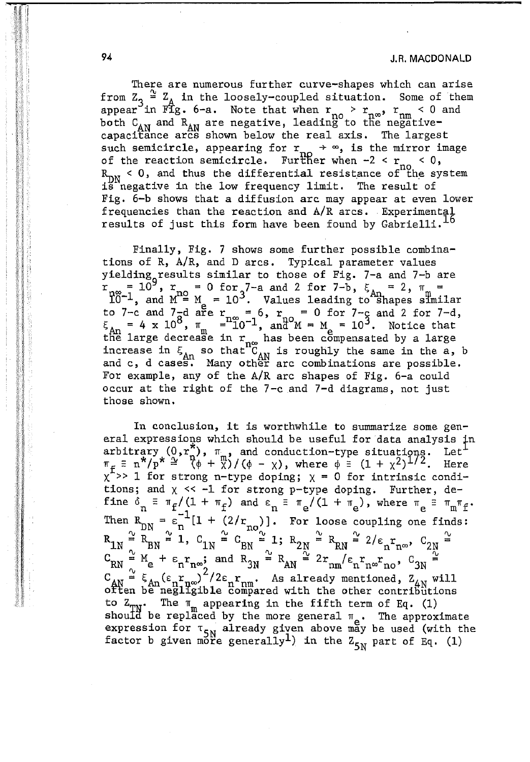There are numerous further curve-shapes which can arise from $Z_3 \cong Z_A$ in the loosely-coupled situation. Some of them appear in Fig. 6-a. Note that when $r_{no} > r_{n\infty}$, $r_{nm} < 0$ and both $C_{AN}$ and $R_{AN}$ are negative, leading to the negative-capacitance arcs shown below the real axis. The largest such semicircle, appearing for $r_{no} \to \infty$, is the mirror image of the reaction semicircle. Further when $-2 < r_{no} < 0$, $R_{DN} < 0$, and thus the differential resistance of the system is negative in the low frequency limit. The result of Fig. 6-b shows that a diffusion arc may appear at even lower frequencies than the reaction and A/R arcs. Experimental results of just this form have been found by Gabrielli.[16]

Finally, Fig. 7 shows some further possible combinations of R, A/R, and D arcs. Typical parameter values yielding results similar to those of Fig. 7-a and 7-b are $r_{n\infty} = 10^9$, $r_{no} = 0$ for 7-a and 2 for 7-b, $\xi_{An} = 2$, $\pi_m = 10^{-1}$, and $M^{no} = M_e = 10^3$. Values leading to shapes similar to 7-c and 7-d are $r_{n\infty} = 6$, $r_{no} = 0$ for 7-c and 2 for 7-d, $\xi_{An} = 4 \times 10^8$, $\pi_m = 10^{-1}$, and $M = M_e = 10^3$. Notice that the large decrease in $r_{n\infty}$ has been compensated by a large increase in $\xi_{An}$ so that $C_{AN}$ is roughly the same in the a, b and c, d cases. Many other arc combinations are possible. For example, any of the A/R arc shapes of Fig. 6-a could occur at the right of the 7-c and 7-d diagrams, not just those shown.

In conclusion, it is worthwhile to summarize some general expressions which should be useful for data analysis in arbitrary $(0,r^*)$, $\pi_m$, and conduction-type situations. Let[1] $\pi_f \equiv n^*/p^* \cong (\phi + \chi)/(\phi - \chi)$, where $\phi \equiv (1 + \chi^2)^{1/2}$. Here $\chi >> 1$ for strong n-type doping; $\chi = 0$ for intrinsic conditions; and $\chi << -1$ for strong p-type doping. Further, define $\delta_n \equiv \pi_f/(1 + \pi_f)$ and $\varepsilon_n \equiv \pi_e/(1 + \pi_e)$, where $\pi_e \equiv \pi_m\pi_f$. Then $R_{DN} = \varepsilon_n^{-1}[1 + (2/r_{no})]$. For loose coupling one finds: $R_{1N} \cong R_{BN} \cong 1$, $C_{1N} \cong C_{BN} \cong 1$; $R_{2N} \cong R_{RN} \cong 2/\varepsilon_n r_{n\infty}$, $C_{2N} \cong C_{RN} \cong M_e + \varepsilon_n r_{n\infty}$; and $R_{3N} \cong R_{AN} \cong 2r_{nm}/\varepsilon_n r_{n\infty} r_{no}$, $C_{3N} \cong C_{AN} \cong \xi_{An}(\varepsilon_n r_{n\infty})^2/2\varepsilon_n r_{nm}$. As already mentioned, $Z_{4N}$ will often be negligible compared with the other contributions to $Z_{TN}$. The $\pi_m$ appearing in the fifth term of Eq. (1) should be replaced by the more general $\pi_e$. The approximate expression for $\tau_{5N}$ already given above may be used (with the factor b given more generally[1]) in the $Z_{5N}$ part of Eq. (1)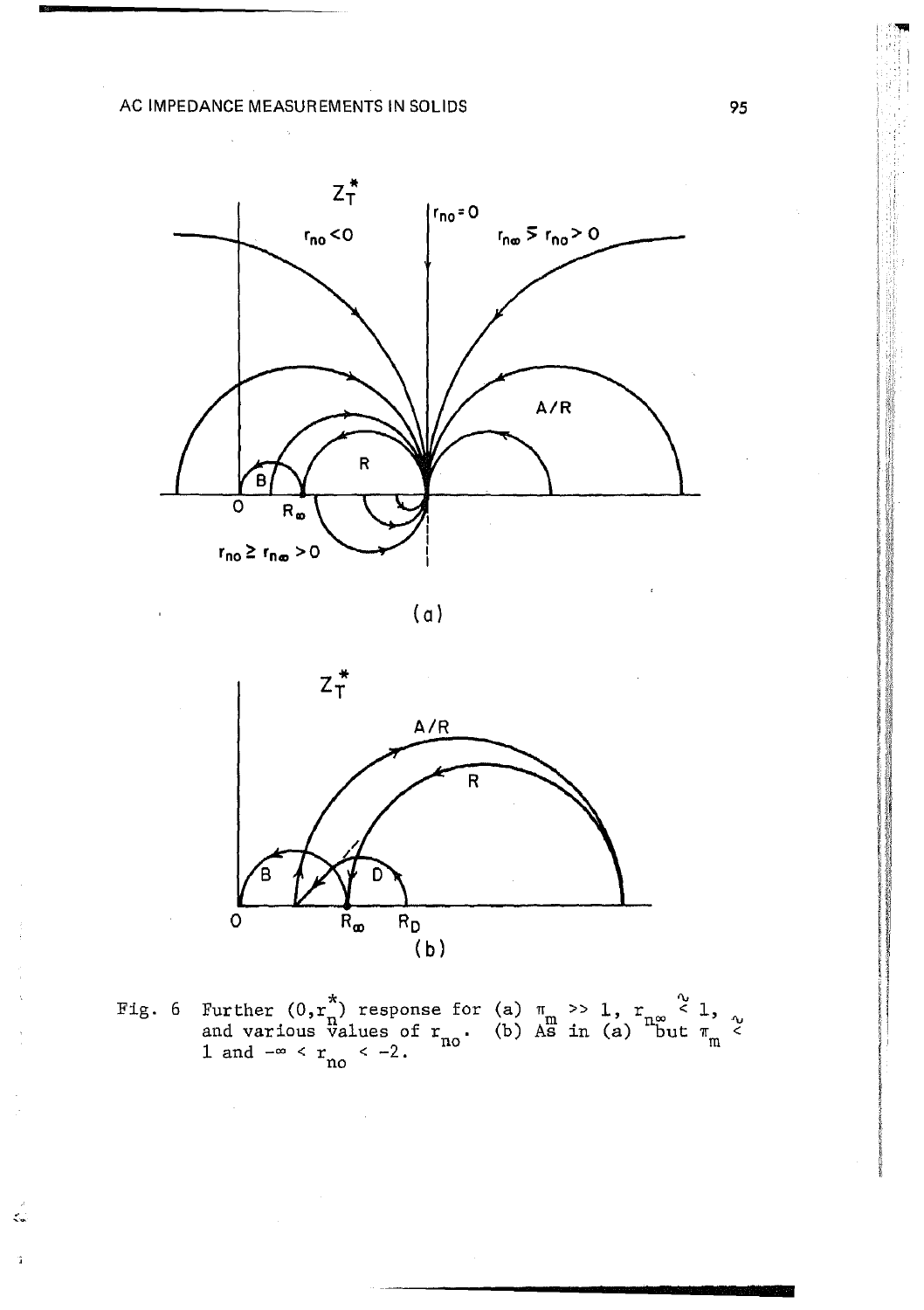Fig. 6 Further $(0,r_n^*)$ response for (a) $\pi_m >> 1$, $r_{n\infty} \lesssim 1$, and various values of $r_{no}$. (b) As in (a) but $\pi_m \lesssim 1$ and $-\infty < r_{no} < -2$.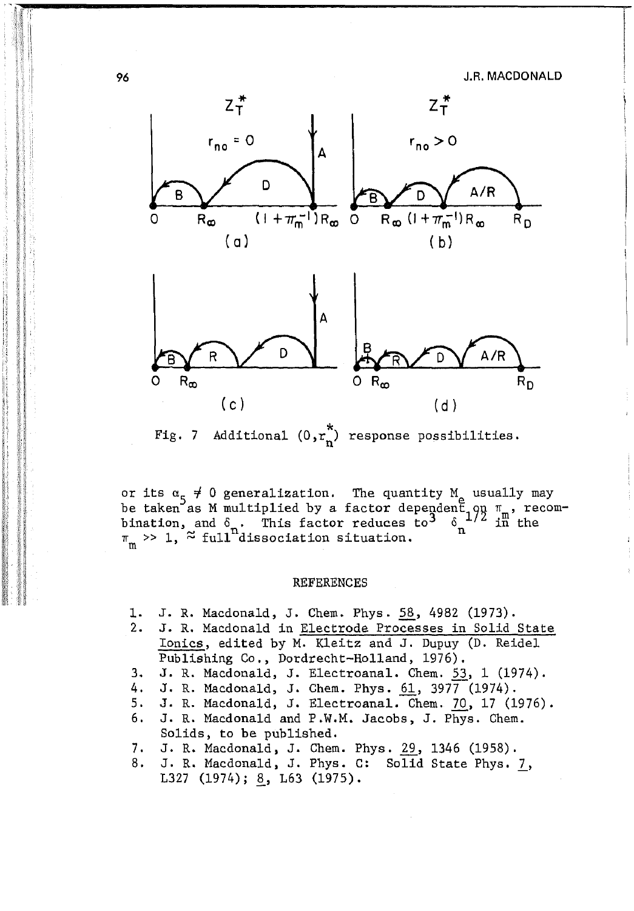Fig. 7 Additional $(0, r_n^*)$ response possibilities.

or its $\alpha_5 \neq 0$ generalization. The quantity $M_e$ usually may be taken as M multiplied by a factor dependent on $\pi_m$, recombination, and $\delta_n$. This factor reduces to[3] $\delta_n^{1/2}$ in the $\pi_m >> 1$, $\approx$ full dissociation situation.

## REFERENCES

1. J. R. Macdonald, J. Chem. Phys. 58, 4982 (1973).
2. J. R. Macdonald in Electrode Processes in Solid State Ionics, edited by M. Kleitz and J. Dupuy (D. Reidel Publishing Co., Dordrecht-Holland, 1976).
3. J. R. Macdonald, J. Electroanal. Chem. 53, 1 (1974).
4. J. R. Macdonald, J. Chem. Phys. 61, 3977 (1974).
5. J. R. Macdonald, J. Electroanal. Chem. 70, 17 (1976).
6. J. R. Macdonald and P.W.M. Jacobs, J. Phys. Chem. Solids, to be published.
7. J. R. Macdonald, J. Chem. Phys. 29, 1346 (1958).
8. J. R. Macdonald, J. Phys. C: Solid State Phys. 7, L327 (1974); 8, L63 (1975).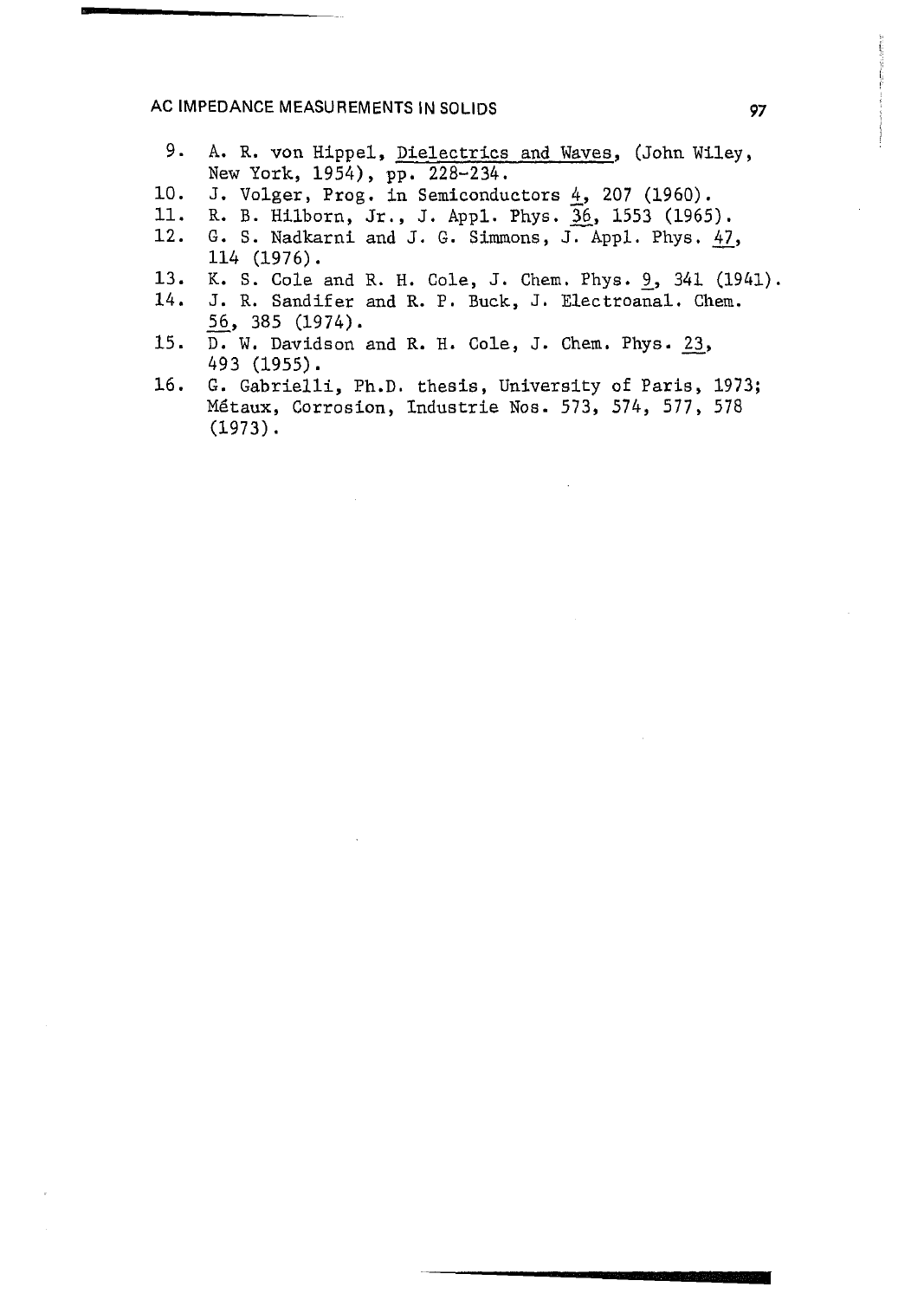9. A. R. von Hippel, Dielectrics and Waves, (John Wiley, New York, 1954), pp. 228–234.
10. J. Volger, Prog. in Semiconductors 4, 207 (1960).
11. R. B. Hilborn, Jr., J. Appl. Phys. 36, 1553 (1965).
12. G. S. Nadkarni and J. G. Simmons, J. Appl. Phys. 47, 114 (1976).
13. K. S. Cole and R. H. Cole, J. Chem. Phys. 9, 341 (1941).
14. J. R. Sandifer and R. P. Buck, J. Electroanal. Chem. 56, 385 (1974).
15. D. W. Davidson and R. H. Cole, J. Chem. Phys. 23, 493 (1955).
16. G. Gabrielli, Ph.D. thesis, University of Paris, 1973; Métaux, Corrosion, Industrie Nos. 573, 574, 577, 578 (1973).